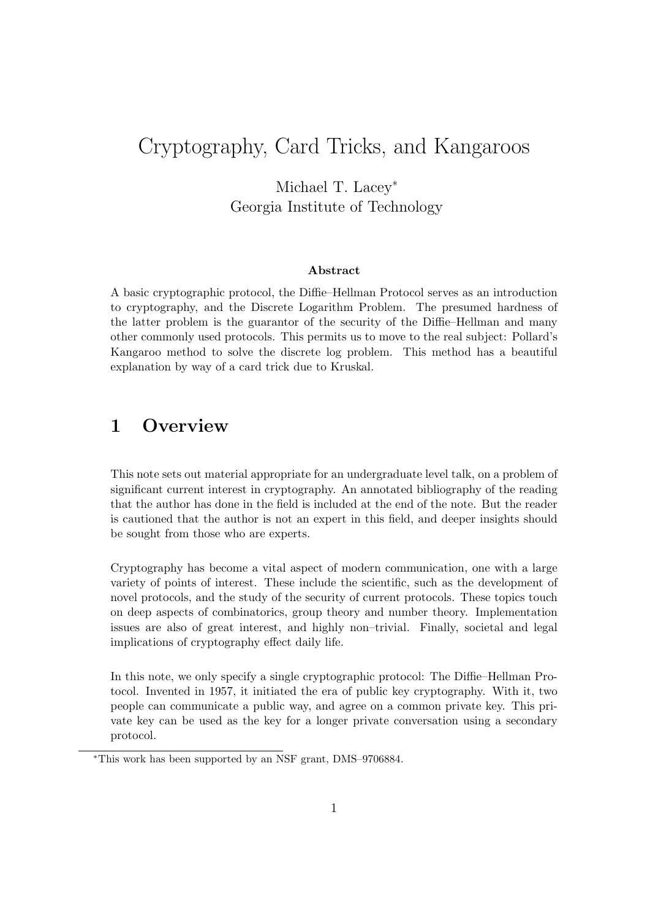# Cryptography, Card Tricks, and Kangaroos

Michael T. Lacey*
Georgia Institute of Technology

**Abstract**

A basic cryptographic protocol, the Diffie–Hellman Protocol serves as an introduction to cryptography, and the Discrete Logarithm Problem. The presumed hardness of the latter problem is the guarantor of the security of the Diffie–Hellman and many other commonly used protocols. This permits us to move to the real subject: Pollard's Kangaroo method to solve the discrete log problem. This method has a beautiful explanation by way of a card trick due to Kruskal.

## 1 Overview

This note sets out material appropriate for an undergraduate level talk, on a problem of significant current interest in cryptography. An annotated bibliography of the reading that the author has done in the field is included at the end of the note. But the reader is cautioned that the author is not an expert in this field, and deeper insights should be sought from those who are experts.

Cryptography has become a vital aspect of modern communication, one with a large variety of points of interest. These include the scientific, such as the development of novel protocols, and the study of the security of current protocols. These topics touch on deep aspects of combinatorics, group theory and number theory. Implementation issues are also of great interest, and highly non–trivial. Finally, societal and legal implications of cryptography effect daily life.

In this note, we only specify a single cryptographic protocol: The Diffie–Hellman Protocol. Invented in 1957, it initiated the era of public key cryptography. With it, two people can communicate a public way, and agree on a common private key. This private key can be used as the key for a longer private conversation using a secondary protocol.

*This work has been supported by an NSF grant, DMS–9706884.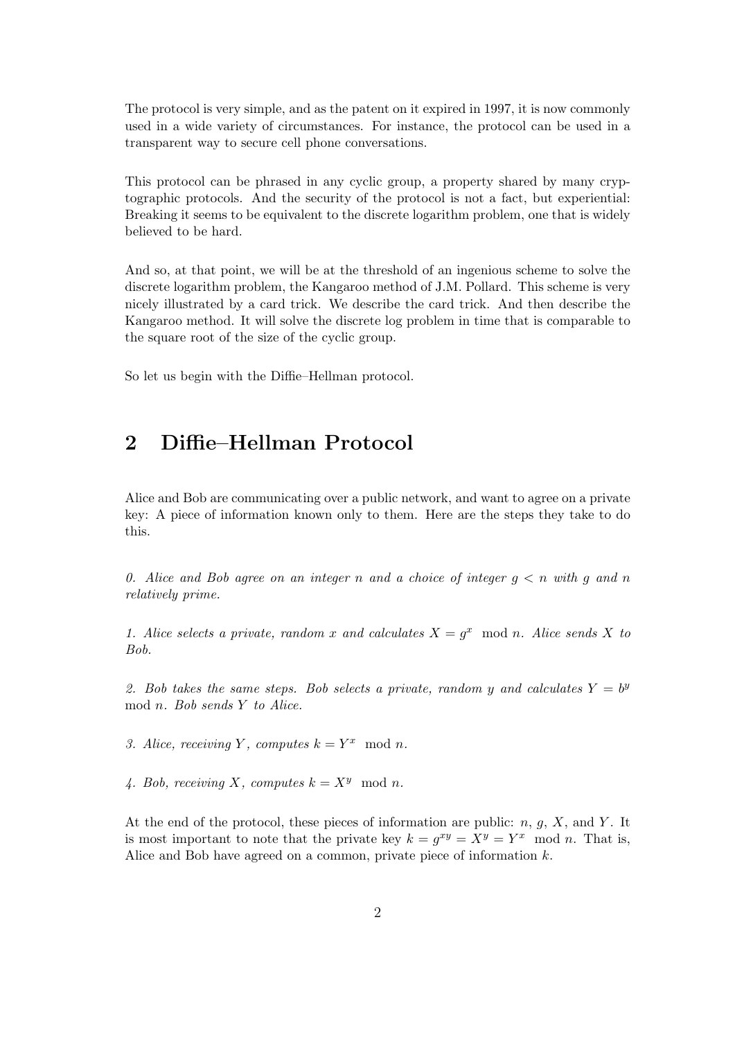The protocol is very simple, and as the patent on it expired in 1997, it is now commonly used in a wide variety of circumstances. For instance, the protocol can be used in a transparent way to secure cell phone conversations.

This protocol can be phrased in any cyclic group, a property shared by many cryptographic protocols. And the security of the protocol is not a fact, but experiential: Breaking it seems to be equivalent to the discrete logarithm problem, one that is widely believed to be hard.

And so, at that point, we will be at the threshold of an ingenious scheme to solve the discrete logarithm problem, the Kangaroo method of J.M. Pollard. This scheme is very nicely illustrated by a card trick. We describe the card trick. And then describe the Kangaroo method. It will solve the discrete log problem in time that is comparable to the square root of the size of the cyclic group.

So let us begin with the Diffie–Hellman protocol.

## 2 Diffie–Hellman Protocol

Alice and Bob are communicating over a public network, and want to agree on a private key: A piece of information known only to them. Here are the steps they take to do this.

*0. Alice and Bob agree on an integer $n$ and a choice of integer $g < n$ with $g$ and $n$ relatively prime.*

*1. Alice selects a private, random $x$ and calculates $X = g^x \mod n$. Alice sends $X$ to Bob.*

*2. Bob takes the same steps. Bob selects a private, random $y$ and calculates $Y = b^y \mod n$. Bob sends $Y$ to Alice.*

*3. Alice, receiving $Y$, computes $k = Y^x \mod n$.*

*4. Bob, receiving $X$, computes $k = X^y \mod n$.*

At the end of the protocol, these pieces of information are public: $n$, $g$, $X$, and $Y$. It is most important to note that the private key $k = g^{xy} = X^y = Y^x \mod n$. That is, Alice and Bob have agreed on a common, private piece of information $k$.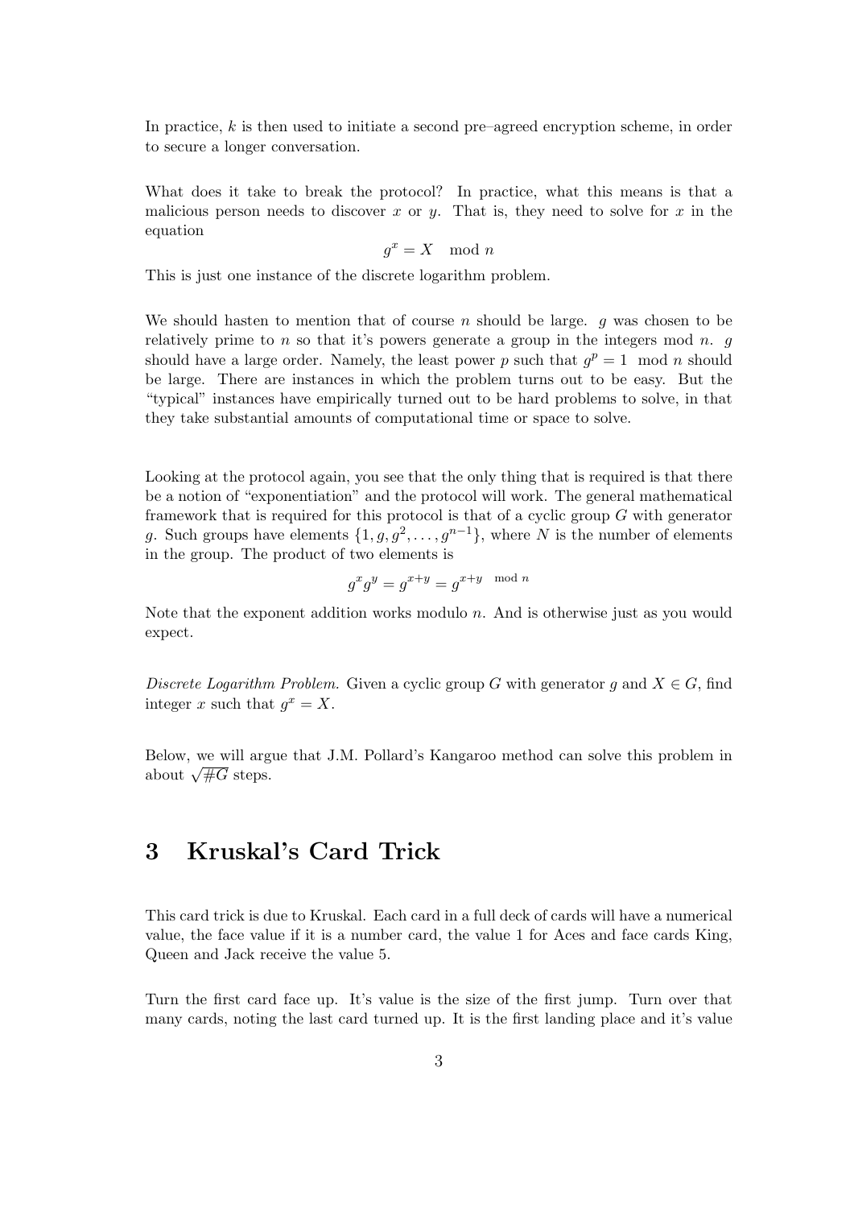In practice, $k$ is then used to initiate a second pre–agreed encryption scheme, in order to secure a longer conversation.

What does it take to break the protocol? In practice, what this means is that a malicious person needs to discover $x$ or $y$. That is, they need to solve for $x$ in the equation

$$g^x = X \mod n$$

This is just one instance of the discrete logarithm problem.

We should hasten to mention that of course $n$ should be large. $g$ was chosen to be relatively prime to $n$ so that it's powers generate a group in the integers mod $n$. $g$ should have a large order. Namely, the least power $p$ such that $g^p = 1 \mod n$ should be large. There are instances in which the problem turns out to be easy. But the "typical" instances have empirically turned out to be hard problems to solve, in that they take substantial amounts of computational time or space to solve.

Looking at the protocol again, you see that the only thing that is required is that there be a notion of "exponentiation" and the protocol will work. The general mathematical framework that is required for this protocol is that of a cyclic group $G$ with generator $g$. Such groups have elements $\{1, g, g^2, \ldots, g^{n-1}\}$, where $N$ is the number of elements in the group. The product of two elements is

$$g^x g^y = g^{x+y} = g^{x+y \mod n}$$

Note that the exponent addition works modulo $n$. And is otherwise just as you would expect.

*Discrete Logarithm Problem.* Given a cyclic group $G$ with generator $g$ and $X \in G$, find integer $x$ such that $g^x = X$.

Below, we will argue that J.M. Pollard's Kangaroo method can solve this problem in about $\sqrt{\#G}$ steps.

## 3 Kruskal's Card Trick

This card trick is due to Kruskal. Each card in a full deck of cards will have a numerical value, the face value if it is a number card, the value 1 for Aces and face cards King, Queen and Jack receive the value 5.

Turn the first card face up. It's value is the size of the first jump. Turn over that many cards, noting the last card turned up. It is the first landing place and it's value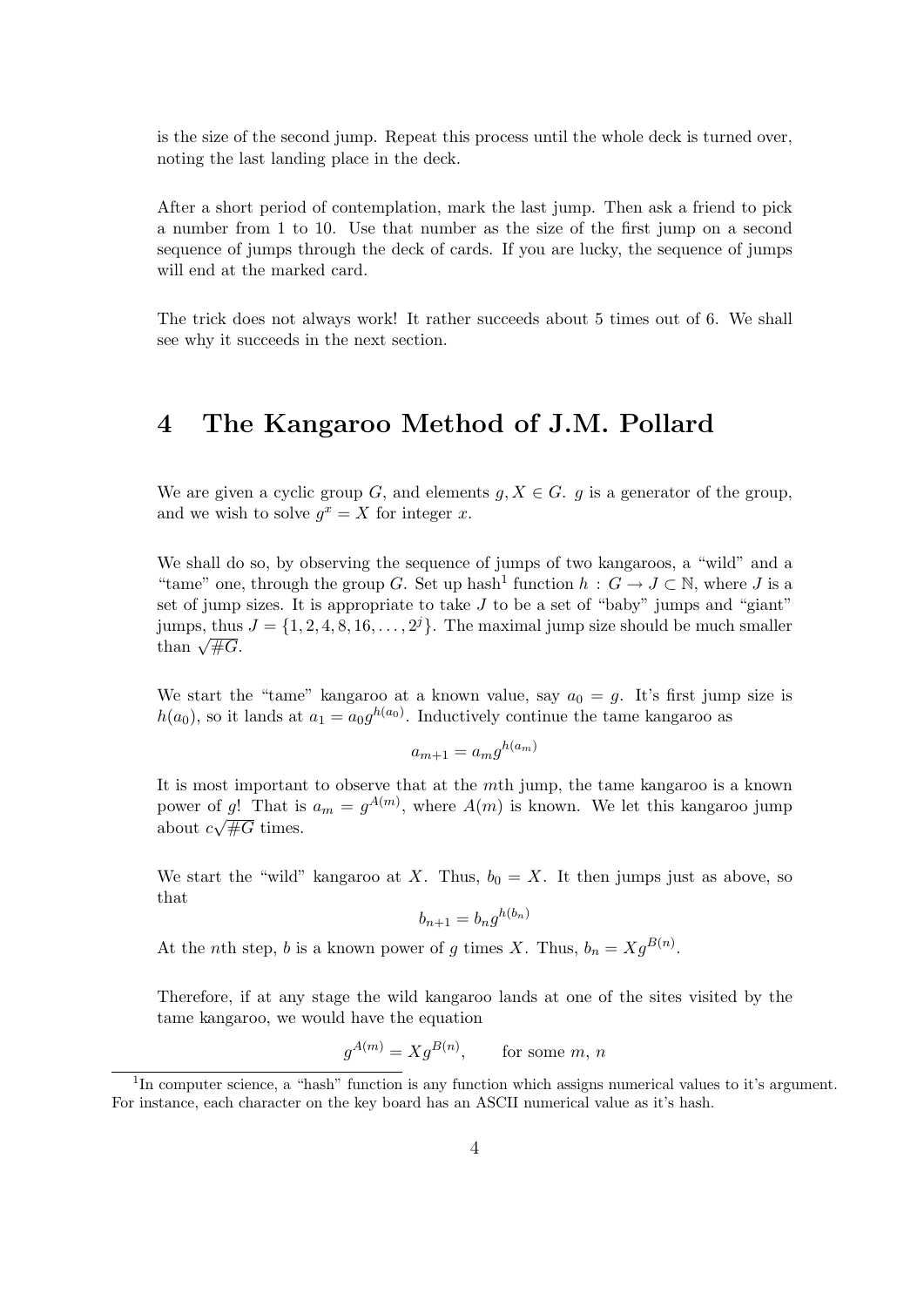is the size of the second jump. Repeat this process until the whole deck is turned over, noting the last landing place in the deck.

After a short period of contemplation, mark the last jump. Then ask a friend to pick a number from 1 to 10. Use that number as the size of the first jump on a second sequence of jumps through the deck of cards. If you are lucky, the sequence of jumps will end at the marked card.

The trick does not always work! It rather succeeds about 5 times out of 6. We shall see why it succeeds in the next section.

# 4 The Kangaroo Method of J.M. Pollard

We are given a cyclic group $G$, and elements $g, X \in G$. $g$ is a generator of the group, and we wish to solve $g^x = X$ for integer $x$.

We shall do so, by observing the sequence of jumps of two kangaroos, a "wild" and a "tame" one, through the group $G$. Set up hash[1] function $h : G \to J \subset \mathbb{N}$, where $J$ is a set of jump sizes. It is appropriate to take $J$ to be a set of "baby" jumps and "giant" jumps, thus $J = \{1, 2, 4, 8, 16, \ldots, 2^j\}$. The maximal jump size should be much smaller than $\sqrt{\#G}$.

We start the "tame" kangaroo at a known value, say $a_0 = g$. It's first jump size is $h(a_0)$, so it lands at $a_1 = a_0 g^{h(a_0)}$. Inductively continue the tame kangaroo as

$$a_{m+1} = a_m g^{h(a_m)}$$

It is most important to observe that at the $m$th jump, the tame kangaroo is a known power of $g$! That is $a_m = g^{A(m)}$, where $A(m)$ is known. We let this kangaroo jump about $c\sqrt{\#G}$ times.

We start the "wild" kangaroo at $X$. Thus, $b_0 = X$. It then jumps just as above, so that

$$b_{n+1} = b_n g^{h(b_n)}$$

At the $n$th step, $b$ is a known power of $g$ times $X$. Thus, $b_n = X g^{B(n)}$.

Therefore, if at any stage the wild kangaroo lands at one of the sites visited by the tame kangaroo, we would have the equation

$$g^{A(m)} = X g^{B(n)}, \qquad \text{for some } m,\, n$$

[1] In computer science, a "hash" function is any function which assigns numerical values to it's argument. For instance, each character on the key board has an ASCII numerical value as it's hash.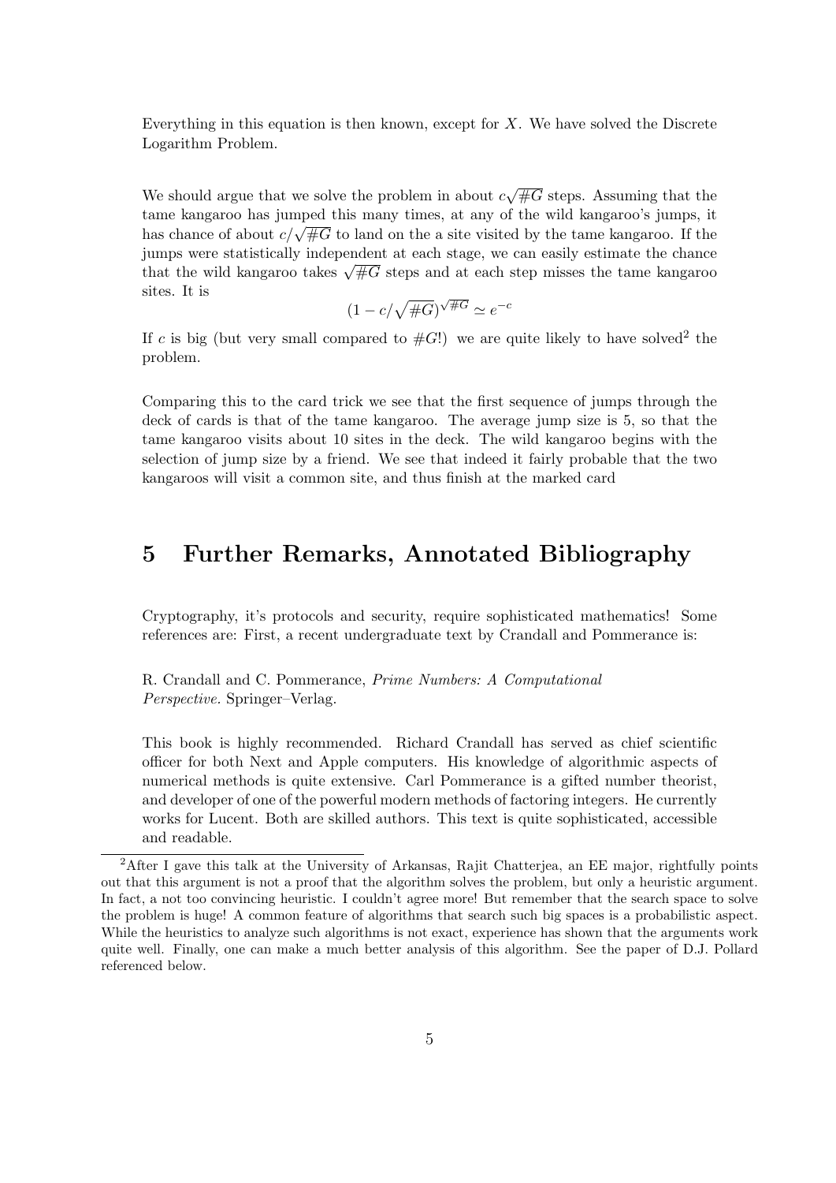Everything in this equation is then known, except for $X$. We have solved the Discrete Logarithm Problem.

We should argue that we solve the problem in about $c\sqrt{\#G}$ steps. Assuming that the tame kangaroo has jumped this many times, at any of the wild kangaroo's jumps, it has chance of about $c/\sqrt{\#G}$ to land on the a site visited by the tame kangaroo. If the jumps were statistically independent at each stage, we can easily estimate the chance that the wild kangaroo takes $\sqrt{\#G}$ steps and at each step misses the tame kangaroo sites. It is

$$(1 - c/\sqrt{\#G})^{\sqrt{\#G}} \simeq e^{-c}$$

If $c$ is big (but very small compared to $\#G$!) we are quite likely to have solved[2] the problem.

Comparing this to the card trick we see that the first sequence of jumps through the deck of cards is that of the tame kangaroo. The average jump size is 5, so that the tame kangaroo visits about 10 sites in the deck. The wild kangaroo begins with the selection of jump size by a friend. We see that indeed it fairly probable that the two kangaroos will visit a common site, and thus finish at the marked card

# 5 Further Remarks, Annotated Bibliography

Cryptography, it's protocols and security, require sophisticated mathematics! Some references are: First, a recent undergraduate text by Crandall and Pommerance is:

R. Crandall and C. Pommerance, *Prime Numbers: A Computational Perspective.* Springer–Verlag.

This book is highly recommended. Richard Crandall has served as chief scientific officer for both Next and Apple computers. His knowledge of algorithmic aspects of numerical methods is quite extensive. Carl Pommerance is a gifted number theorist, and developer of one of the powerful modern methods of factoring integers. He currently works for Lucent. Both are skilled authors. This text is quite sophisticated, accessible and readable.

---

[2] After I gave this talk at the University of Arkansas, Rajit Chatterjea, an EE major, rightfully points out that this argument is not a proof that the algorithm solves the problem, but only a heuristic argument. In fact, a not too convincing heuristic. I couldn't agree more! But remember that the search space to solve the problem is huge! A common feature of algorithms that search such big spaces is a probabilistic aspect. While the heuristics to analyze such algorithms is not exact, experience has shown that the arguments work quite well. Finally, one can make a much better analysis of this algorithm. See the paper of D.J. Pollard referenced below.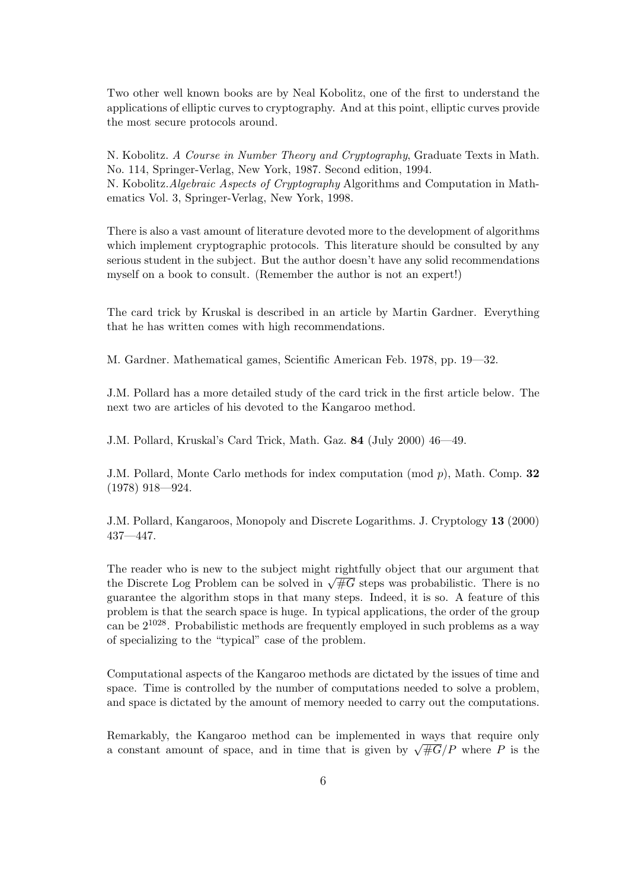Two other well known books are by Neal Kobolitz, one of the first to understand the applications of elliptic curves to cryptography. And at this point, elliptic curves provide the most secure protocols around.

N. Kobolitz. *A Course in Number Theory and Cryptography*, Graduate Texts in Math. No. 114, Springer-Verlag, New York, 1987. Second edition, 1994.
N. Kobolitz.*Algebraic Aspects of Cryptography* Algorithms and Computation in Mathematics Vol. 3, Springer-Verlag, New York, 1998.

There is also a vast amount of literature devoted more to the development of algorithms which implement cryptographic protocols. This literature should be consulted by any serious student in the subject. But the author doesn't have any solid recommendations myself on a book to consult. (Remember the author is not an expert!)

The card trick by Kruskal is described in an article by Martin Gardner. Everything that he has written comes with high recommendations.

M. Gardner. Mathematical games, Scientific American Feb. 1978, pp. 19—32.

J.M. Pollard has a more detailed study of the card trick in the first article below. The next two are articles of his devoted to the Kangaroo method.

J.M. Pollard, Kruskal's Card Trick, Math. Gaz. **84** (July 2000) 46—49.

J.M. Pollard, Monte Carlo methods for index computation (mod $p$), Math. Comp. **32** (1978) 918—924.

J.M. Pollard, Kangaroos, Monopoly and Discrete Logarithms. J. Cryptology **13** (2000) 437—447.

The reader who is new to the subject might rightfully object that our argument that the Discrete Log Problem can be solved in $\sqrt{\#G}$ steps was probabilistic. There is no guarantee the algorithm stops in that many steps. Indeed, it is so. A feature of this problem is that the search space is huge. In typical applications, the order of the group can be $2^{1028}$. Probabilistic methods are frequently employed in such problems as a way of specializing to the "typical" case of the problem.

Computational aspects of the Kangaroo methods are dictated by the issues of time and space. Time is controlled by the number of computations needed to solve a problem, and space is dictated by the amount of memory needed to carry out the computations.

Remarkably, the Kangaroo method can be implemented in ways that require only a constant amount of space, and in time that is given by $\sqrt{\#G}/P$ where $P$ is the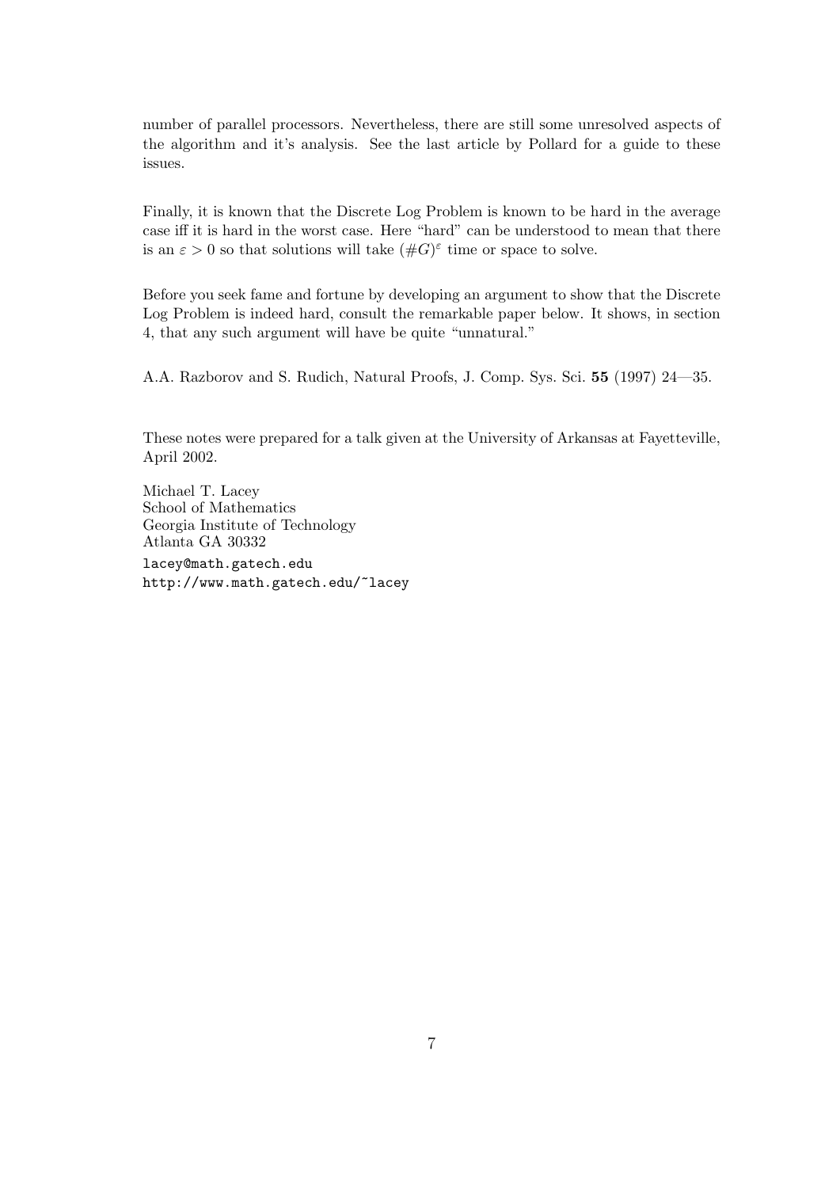number of parallel processors. Nevertheless, there are still some unresolved aspects of the algorithm and it's analysis. See the last article by Pollard for a guide to these issues.

Finally, it is known that the Discrete Log Problem is known to be hard in the average case iff it is hard in the worst case. Here "hard" can be understood to mean that there is an $\varepsilon > 0$ so that solutions will take $(\#G)^{\varepsilon}$ time or space to solve.

Before you seek fame and fortune by developing an argument to show that the Discrete Log Problem is indeed hard, consult the remarkable paper below. It shows, in section 4, that any such argument will have be quite "unnatural."

A.A. Razborov and S. Rudich, Natural Proofs, J. Comp. Sys. Sci. **55** (1997) 24—35.

These notes were prepared for a talk given at the University of Arkansas at Fayetteville, April 2002.

Michael T. Lacey
School of Mathematics
Georgia Institute of Technology
Atlanta GA 30332
lacey@math.gatech.edu
http://www.math.gatech.edu/~lacey